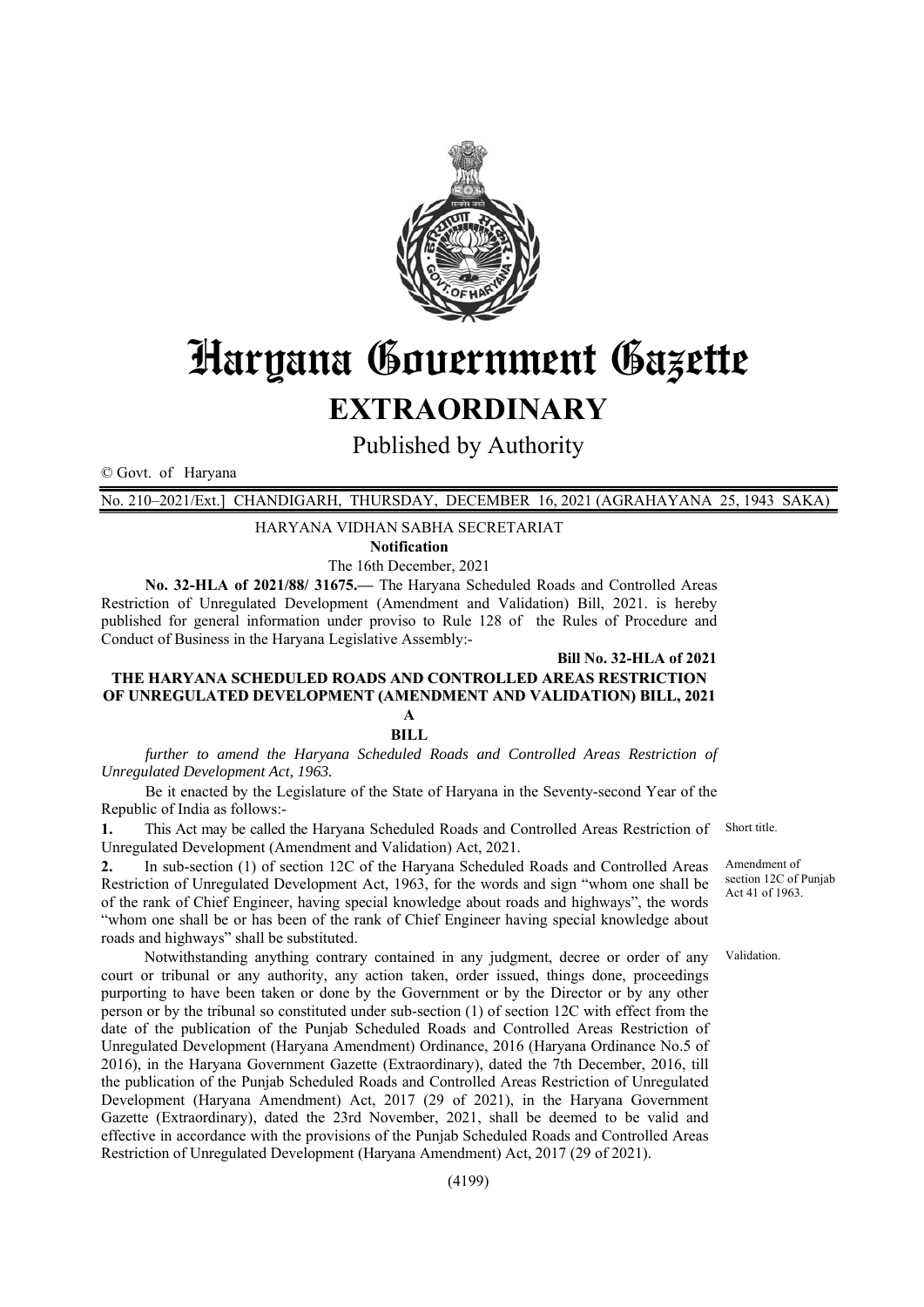# Haryana Government Gazette

## EXTRAORDINARY

Published by Authority

© Govt. of Haryana

No. 210–2021/Ext.] CHANDIGARH, THURSDAY, DECEMBER 16, 2021 (AGRAHAYANA 25, 1943 SAKA)

HARYANA VIDHAN SABHA SECRETARIAT

**Notification**

The 16th December, 2021

**No. 32-HLA of 2021/88/ 31675.—** The Haryana Scheduled Roads and Controlled Areas Restriction of Unregulated Development (Amendment and Validation) Bill, 2021. is hereby published for general information under proviso to Rule 128 of the Rules of Procedure and Conduct of Business in the Haryana Legislative Assembly:-

**Bill No. 32-HLA of 2021**

**THE HARYANA SCHEDULED ROADS AND CONTROLLED AREAS RESTRICTION OF UNREGULATED DEVELOPMENT (AMENDMENT AND VALIDATION) BILL, 2021**

**A**

**BILL**

*further to amend the Haryana Scheduled Roads and Controlled Areas Restriction of Unregulated Development Act, 1963.*

Be it enacted by the Legislature of the State of Haryana in the Seventy-second Year of the Republic of India as follows:-

Short title.

**1.** This Act may be called the Haryana Scheduled Roads and Controlled Areas Restriction of Unregulated Development (Amendment and Validation) Act, 2021.

Amendment of section 12C of Punjab Act 41 of 1963.

**2.** In sub-section (1) of section 12C of the Haryana Scheduled Roads and Controlled Areas Restriction of Unregulated Development Act, 1963, for the words and sign "whom one shall be of the rank of Chief Engineer, having special knowledge about roads and highways", the words "whom one shall be or has been of the rank of Chief Engineer having special knowledge about roads and highways" shall be substituted.

Validation.

Notwithstanding anything contrary contained in any judgment, decree or order of any court or tribunal or any authority, any action taken, order issued, things done, proceedings purporting to have been taken or done by the Government or by the Director or by any other person or by the tribunal so constituted under sub-section (1) of section 12C with effect from the date of the publication of the Punjab Scheduled Roads and Controlled Areas Restriction of Unregulated Development (Haryana Amendment) Ordinance, 2016 (Haryana Ordinance No.5 of 2016), in the Haryana Government Gazette (Extraordinary), dated the 7th December, 2016, till the publication of the Punjab Scheduled Roads and Controlled Areas Restriction of Unregulated Development (Haryana Amendment) Act, 2017 (29 of 2021), in the Haryana Government Gazette (Extraordinary), dated the 23rd November, 2021, shall be deemed to be valid and effective in accordance with the provisions of the Punjab Scheduled Roads and Controlled Areas Restriction of Unregulated Development (Haryana Amendment) Act, 2017 (29 of 2021).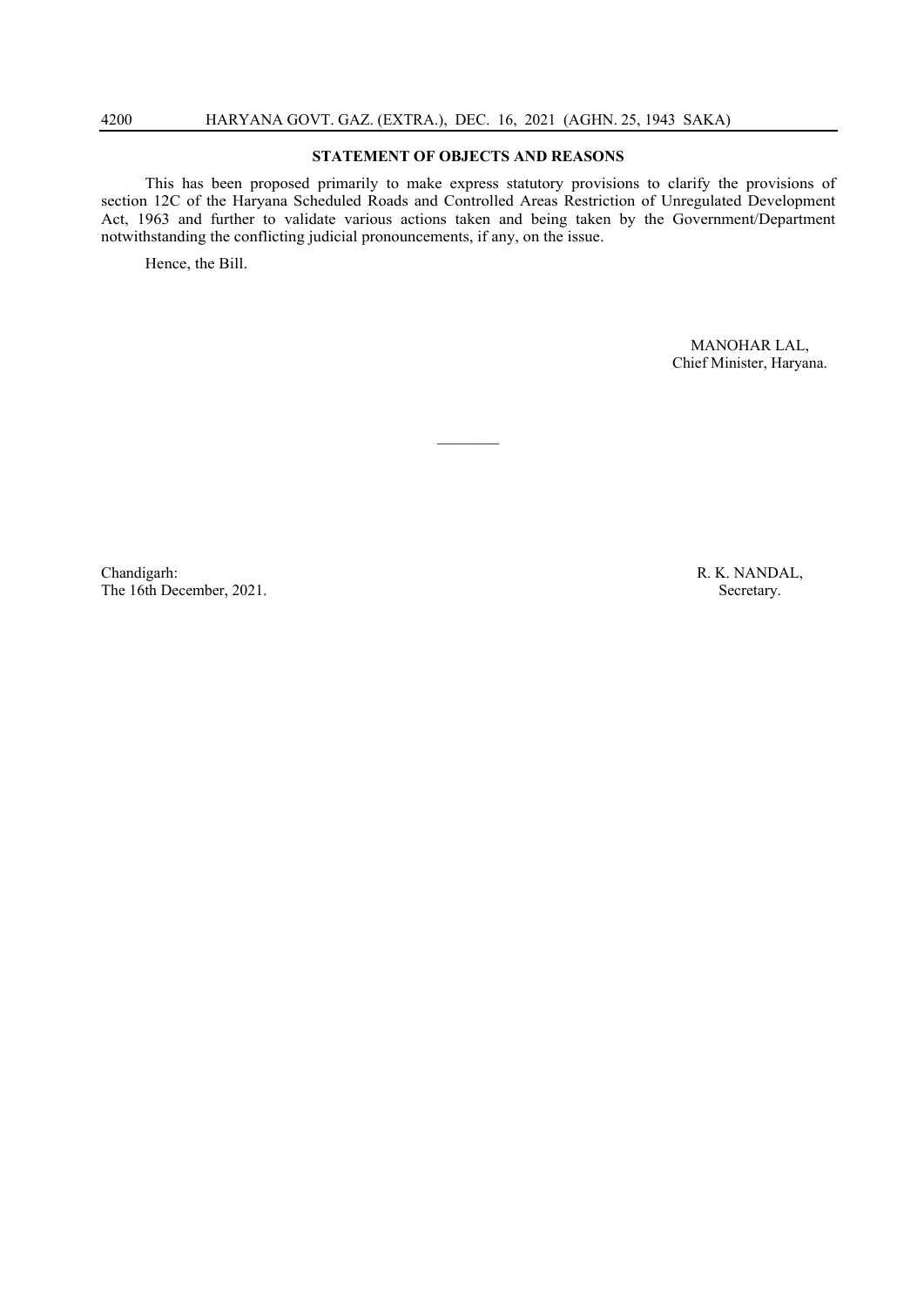## STATEMENT OF OBJECTS AND REASONS

This has been proposed primarily to make express statutory provisions to clarify the provisions of section 12C of the Haryana Scheduled Roads and Controlled Areas Restriction of Unregulated Development Act, 1963 and further to validate various actions taken and being taken by the Government/Department notwithstanding the conflicting judicial pronouncements, if any, on the issue.

Hence, the Bill.

MANOHAR LAL,
Chief Minister, Haryana.

---

Chandigarh:
The 16th December, 2021.

R. K. NANDAL,
Secretary.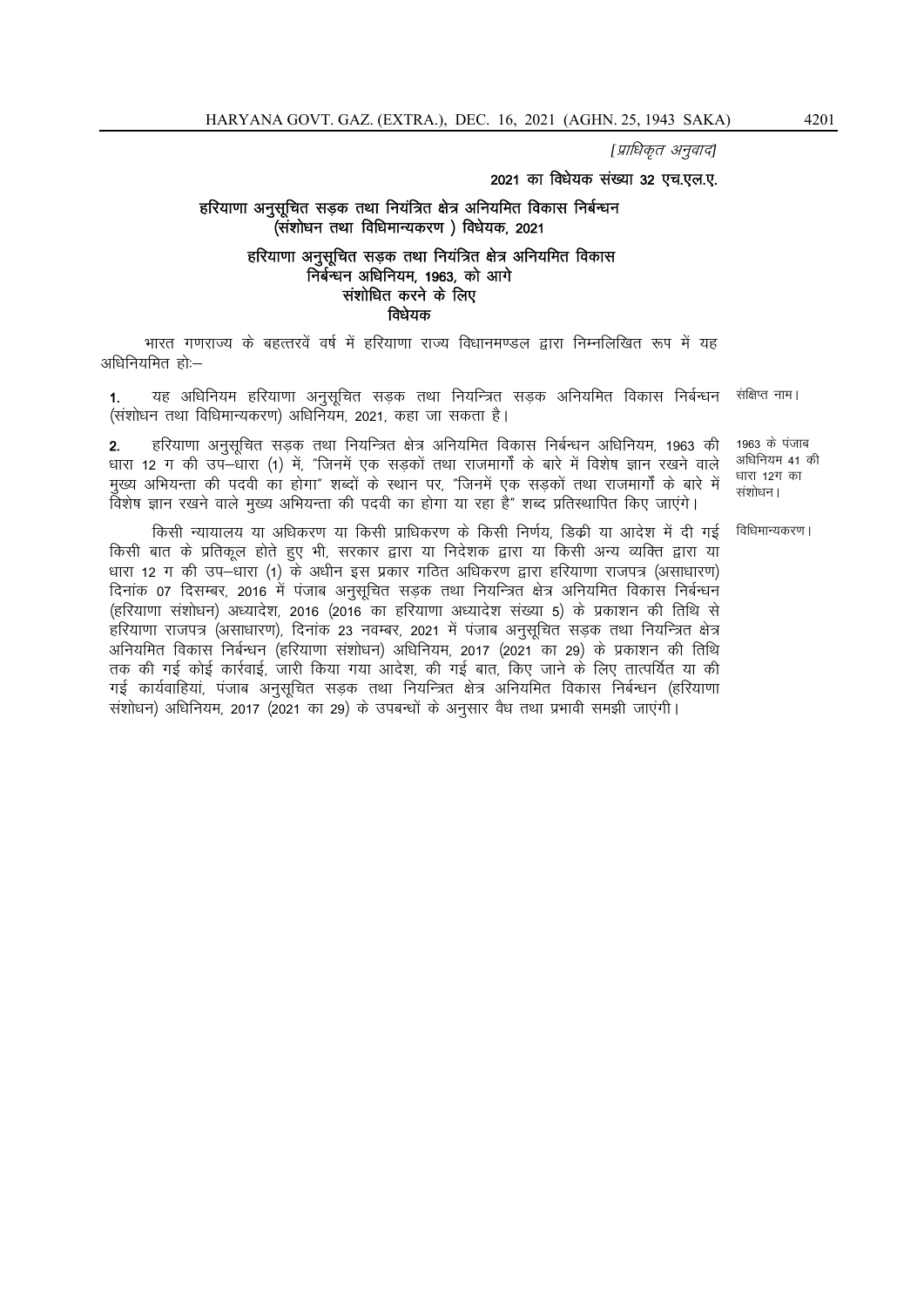*[प्राधिकृत अनुवाद]*

**2021 का विधेयक संख्या 32 एच.एल.ए.**

## हरियाणा अनुसूचित सड़क तथा नियंत्रित क्षेत्र अनियमित विकास निर्बन्धन (संशोधन तथा विधिमान्यकरण ) विधेयक, 2021

### हरियाणा अनुसूचित सड़क तथा नियंत्रित क्षेत्र अनियमित विकास निर्बन्धन अधिनियम, 1963, को आगे संशोधित करने के लिए विधेयक

भारत गणराज्य के बहत्तरवें वर्ष में हरियाणा राज्य विधानमण्डल द्वारा निम्नलिखित रूप में यह अधिनियमित होः–

संक्षिप्त नाम।

**1.** यह अधिनियम हरियाणा अनुसूचित सड़क तथा नियन्त्रित सड़क अनियमित विकास निर्बन्धन (संशोधन तथा विधिमान्यकरण) अधिनियम, 2021, कहा जा सकता है।

1963 के पंजाब अधिनियम 41 की धारा 12ग का संशोधन।

**2.** हरियाणा अनुसूचित सड़क तथा नियन्त्रित क्षेत्र अनियमित विकास निर्बन्धन अधिनियम, 1963 की धारा 12 ग की उप–धारा (1) में, "जिनमें एक सड़कों तथा राजमार्गों के बारे में विशेष ज्ञान रखने वाले मुख्य अभियन्ता की पदवी का होगा" शब्दों के स्थान पर, "जिनमें एक सड़कों तथा राजमार्गों के बारे में विशेष ज्ञान रखने वाले मुख्य अभियन्ता की पदवी का होगा या रहा है" शब्द प्रतिस्थापित किए जाएंगे।

विधिमान्यकरण।

किसी न्यायालय या अधिकरण या किसी प्राधिकरण के किसी निर्णय, डिक्री या आदेश में दी गई किसी बात के प्रतिकूल होते हुए भी, सरकार द्वारा या निदेशक द्वारा या किसी अन्य व्यक्ति द्वारा या धारा 12 ग की उप–धारा (1) के अधीन इस प्रकार गठित अधिकरण द्वारा हरियाणा राजपत्र (असाधारण) दिनांक 07 दिसम्बर, 2016 में पंजाब अनुसूचित सड़क तथा नियन्त्रित क्षेत्र अनियमित विकास निर्बन्धन (हरियाणा संशोधन) अध्यादेश, 2016 (2016 का हरियाणा अध्यादेश संख्या 5) के प्रकाशन की तिथि से हरियाणा राजपत्र (असाधारण), दिनांक 23 नवम्बर, 2021 में पंजाब अनुसूचित सड़क तथा नियन्त्रित क्षेत्र अनियमित विकास निर्बन्धन (हरियाणा संशोधन) अधिनियम, 2017 (2021 का 29) के प्रकाशन की तिथि तक की गई कोई कार्रवाई, जारी किया गया आदेश, की गई बात, किए जाने के लिए तात्पर्यित या की गई कार्यवाहियां, पंजाब अनुसूचित सड़क तथा नियन्त्रित क्षेत्र अनियमित विकास निर्बन्धन (हरियाणा संशोधन) अधिनियम, 2017 (2021 का 29) के उपबन्धों के अनुसार वैध तथा प्रभावी समझी जाएंगी।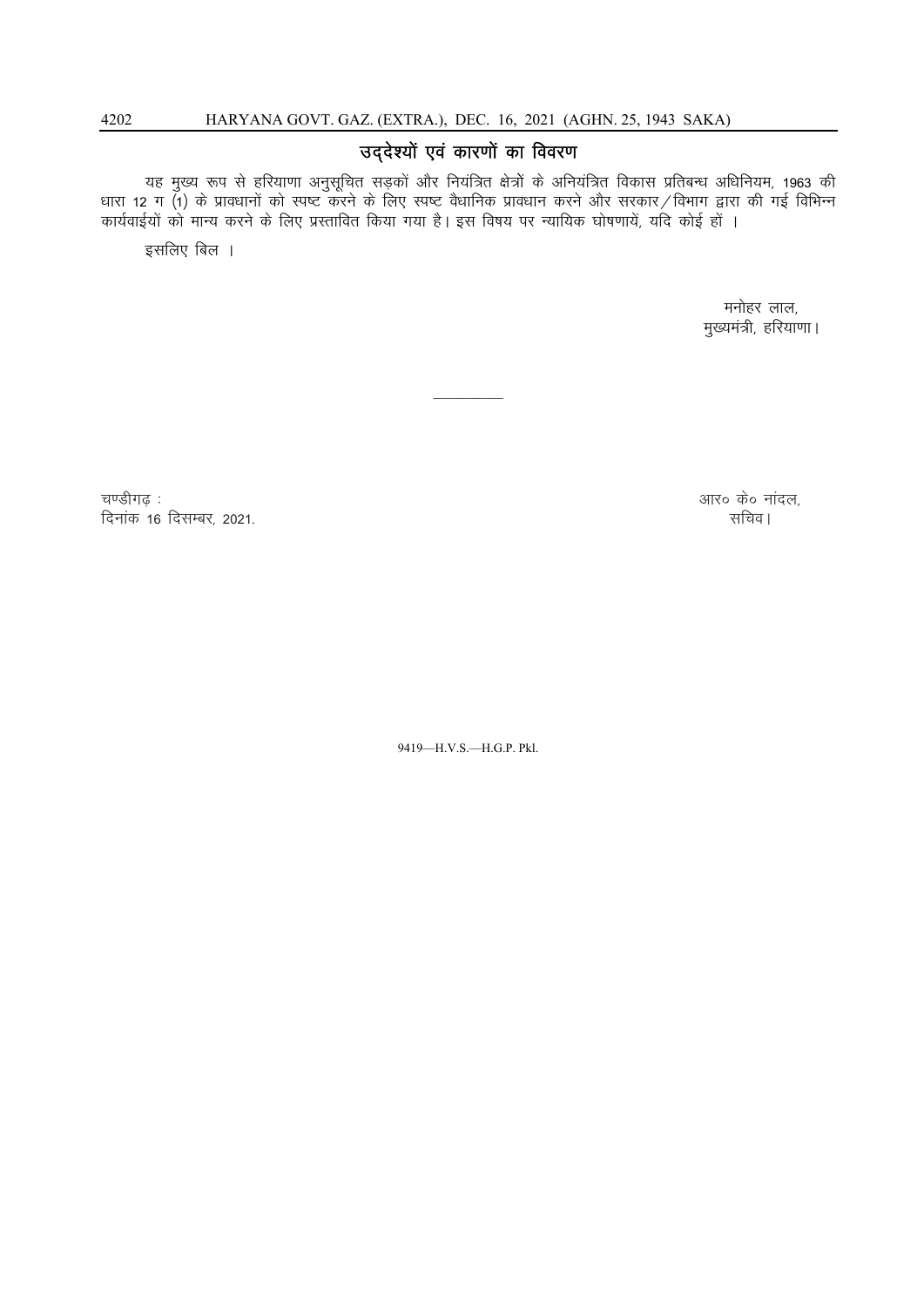## उद्देश्यों एवं कारणों का विवरण

यह मुख्य रूप से हरियाणा अनुसूचित सड़कों और नियंत्रित क्षेत्रों के अनियंत्रित विकास प्रतिबन्ध अधिनियम, 1963 की धारा 12 ग (1) के प्रावधानों को स्पष्ट करने के लिए स्पष्ट वैधानिक प्रावधान करने और सरकार/विभाग द्वारा की गई विभिन्न कार्यवाईयों को मान्य करने के लिए प्रस्तावित किया गया है। इस विषय पर न्यायिक घोषणायें, यदि कोई हों ।

इसलिए बिल ।

मनोहर लाल,
मुख्यमंत्री, हरियाणा।

---

चण्डीगढ़ :
दिनांक 16 दिसम्बर, 2021.

आर० के० नांदल,
सचिव।

9419—H.V.S.—H.G.P. Pkl.